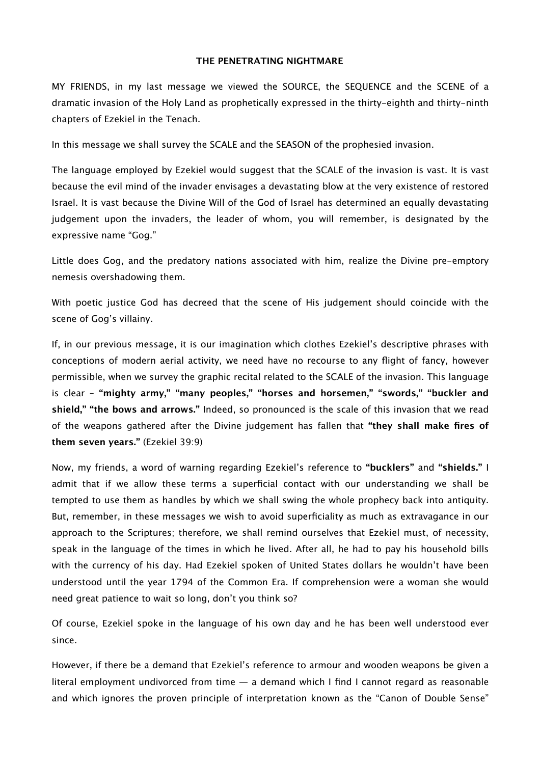**THE PENETRATING NIGHTMARE**

MY FRIENDS, in my last message we viewed the SOURCE, the SEQUENCE and the SCENE of a dramatic invasion of the Holy Land as prophetically expressed in the thirty-eighth and thirty-ninth chapters of Ezekiel in the Tenach.

In this message we shall survey the SCALE and the SEASON of the prophesied invasion.

The language employed by Ezekiel would suggest that the SCALE of the invasion is vast. It is vast because the evil mind of the invader envisages a devastating blow at the very existence of restored Israel. It is vast because the Divine Will of the God of Israel has determined an equally devastating judgement upon the invaders, the leader of whom, you will remember, is designated by the expressive name "Gog."

Little does Gog, and the predatory nations associated with him, realize the Divine pre-emptory nemesis overshadowing them.

With poetic justice God has decreed that the scene of His judgement should coincide with the scene of Gog's villainy.

If, in our previous message, it is our imagination which clothes Ezekiel's descriptive phrases with conceptions of modern aerial activity, we need have no recourse to any flight of fancy, however permissible, when we survey the graphic recital related to the SCALE of the invasion. This language is clear – **"mighty army," "many peoples," "horses and horsemen," "swords," "buckler and shield," "the bows and arrows."** Indeed, so pronounced is the scale of this invasion that we read of the weapons gathered after the Divine judgement has fallen that **"they shall make fires of them seven years."** (Ezekiel 39:9)

Now, my friends, a word of warning regarding Ezekiel's reference to **"bucklers"** and **"shields."** I admit that if we allow these terms a superficial contact with our understanding we shall be tempted to use them as handles by which we shall swing the whole prophecy back into antiquity. But, remember, in these messages we wish to avoid superficiality as much as extravagance in our approach to the Scriptures; therefore, we shall remind ourselves that Ezekiel must, of necessity, speak in the language of the times in which he lived. After all, he had to pay his household bills with the currency of his day. Had Ezekiel spoken of United States dollars he wouldn't have been understood until the year 1794 of the Common Era. If comprehension were a woman she would need great patience to wait so long, don't you think so?

Of course, Ezekiel spoke in the language of his own day and he has been well understood ever since.

However, if there be a demand that Ezekiel's reference to armour and wooden weapons be given a literal employment undivorced from time — a demand which I find I cannot regard as reasonable and which ignores the proven principle of interpretation known as the "Canon of Double Sense"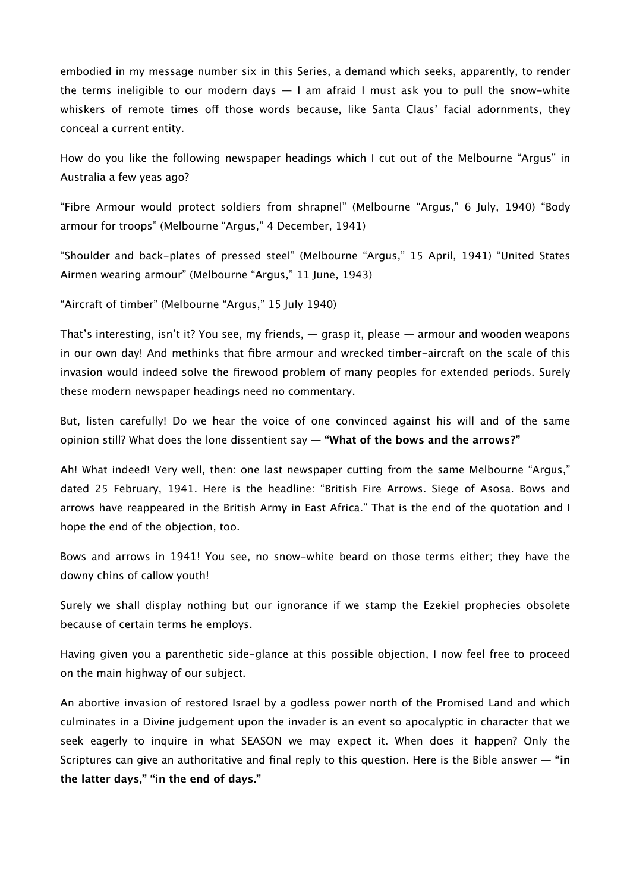embodied in my message number six in this Series, a demand which seeks, apparently, to render the terms ineligible to our modern days — I am afraid I must ask you to pull the snow-white whiskers of remote times off those words because, like Santa Claus' facial adornments, they conceal a current entity.

How do you like the following newspaper headings which I cut out of the Melbourne "Argus" in Australia a few yeas ago?

"Fibre Armour would protect soldiers from shrapnel" (Melbourne "Argus," 6 July, 1940) "Body armour for troops" (Melbourne "Argus," 4 December, 1941)

"Shoulder and back-plates of pressed steel" (Melbourne "Argus," 15 April, 1941) "United States Airmen wearing armour" (Melbourne "Argus," 11 June, 1943)

"Aircraft of timber" (Melbourne "Argus," 15 July 1940)

That's interesting, isn't it? You see, my friends, — grasp it, please — armour and wooden weapons in our own day! And methinks that fibre armour and wrecked timber-aircraft on the scale of this invasion would indeed solve the firewood problem of many peoples for extended periods. Surely these modern newspaper headings need no commentary.

But, listen carefully! Do we hear the voice of one convinced against his will and of the same opinion still? What does the lone dissentient say — **"What of the bows and the arrows?"**

Ah! What indeed! Very well, then: one last newspaper cutting from the same Melbourne "Argus," dated 25 February, 1941. Here is the headline: "British Fire Arrows. Siege of Asosa. Bows and arrows have reappeared in the British Army in East Africa." That is the end of the quotation and I hope the end of the objection, too.

Bows and arrows in 1941! You see, no snow-white beard on those terms either; they have the downy chins of callow youth!

Surely we shall display nothing but our ignorance if we stamp the Ezekiel prophecies obsolete because of certain terms he employs.

Having given you a parenthetic side-glance at this possible objection, I now feel free to proceed on the main highway of our subject.

An abortive invasion of restored Israel by a godless power north of the Promised Land and which culminates in a Divine judgement upon the invader is an event so apocalyptic in character that we seek eagerly to inquire in what SEASON we may expect it. When does it happen? Only the Scriptures can give an authoritative and final reply to this question. Here is the Bible answer — **"in the latter days," "in the end of days."**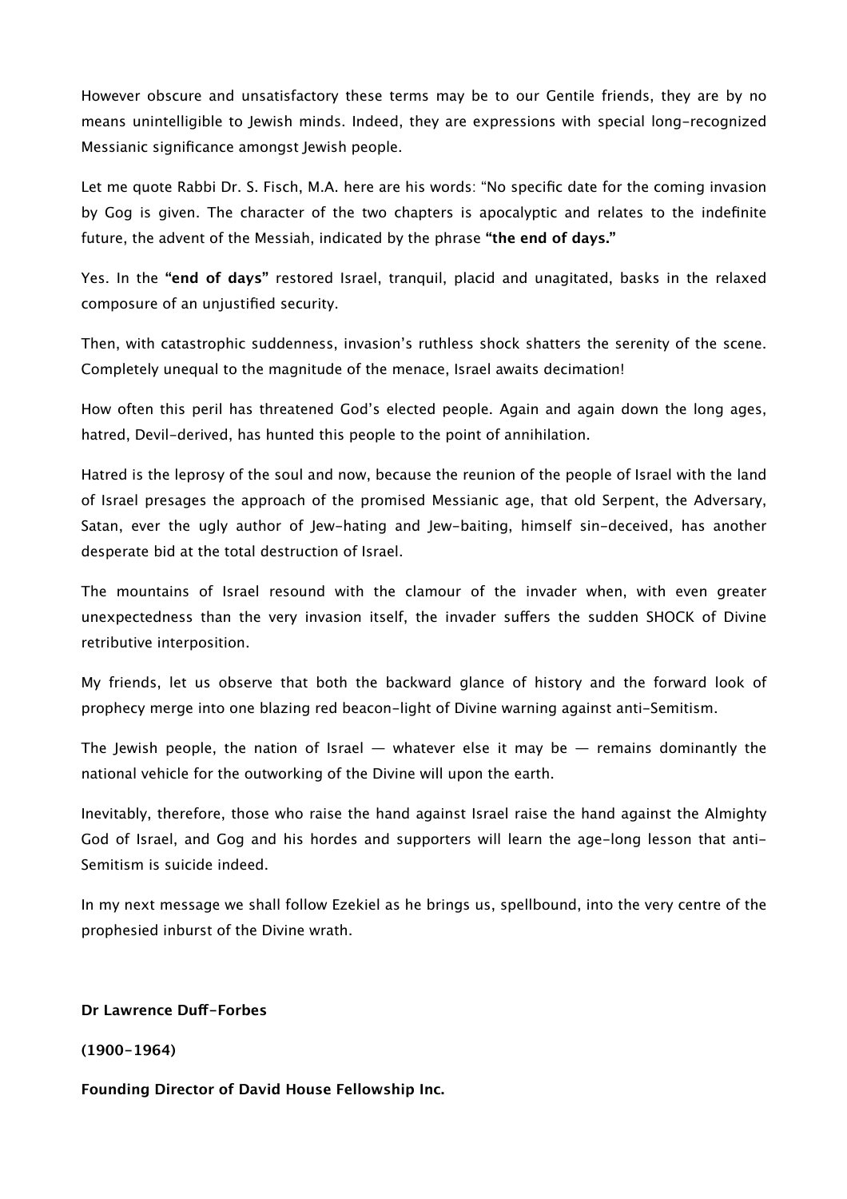However obscure and unsatisfactory these terms may be to our Gentile friends, they are by no means unintelligible to Jewish minds. Indeed, they are expressions with special long-recognized Messianic significance amongst Jewish people.

Let me quote Rabbi Dr. S. Fisch, M.A. here are his words: "No specific date for the coming invasion by Gog is given. The character of the two chapters is apocalyptic and relates to the indefinite future, the advent of the Messiah, indicated by the phrase **"the end of days."**

Yes. In the **"end of days"** restored Israel, tranquil, placid and unagitated, basks in the relaxed composure of an unjustified security.

Then, with catastrophic suddenness, invasion's ruthless shock shatters the serenity of the scene. Completely unequal to the magnitude of the menace, Israel awaits decimation!

How often this peril has threatened God's elected people. Again and again down the long ages, hatred, Devil-derived, has hunted this people to the point of annihilation.

Hatred is the leprosy of the soul and now, because the reunion of the people of Israel with the land of Israel presages the approach of the promised Messianic age, that old Serpent, the Adversary, Satan, ever the ugly author of Jew-hating and Jew-baiting, himself sin-deceived, has another desperate bid at the total destruction of Israel.

The mountains of Israel resound with the clamour of the invader when, with even greater unexpectedness than the very invasion itself, the invader suffers the sudden SHOCK of Divine retributive interposition.

My friends, let us observe that both the backward glance of history and the forward look of prophecy merge into one blazing red beacon-light of Divine warning against anti-Semitism.

The Jewish people, the nation of Israel — whatever else it may be — remains dominantly the national vehicle for the outworking of the Divine will upon the earth.

Inevitably, therefore, those who raise the hand against Israel raise the hand against the Almighty God of Israel, and Gog and his hordes and supporters will learn the age-long lesson that anti-Semitism is suicide indeed.

In my next message we shall follow Ezekiel as he brings us, spellbound, into the very centre of the prophesied inburst of the Divine wrath.

**Dr Lawrence Duff-Forbes**

**(1900-1964)**

**Founding Director of David House Fellowship Inc.**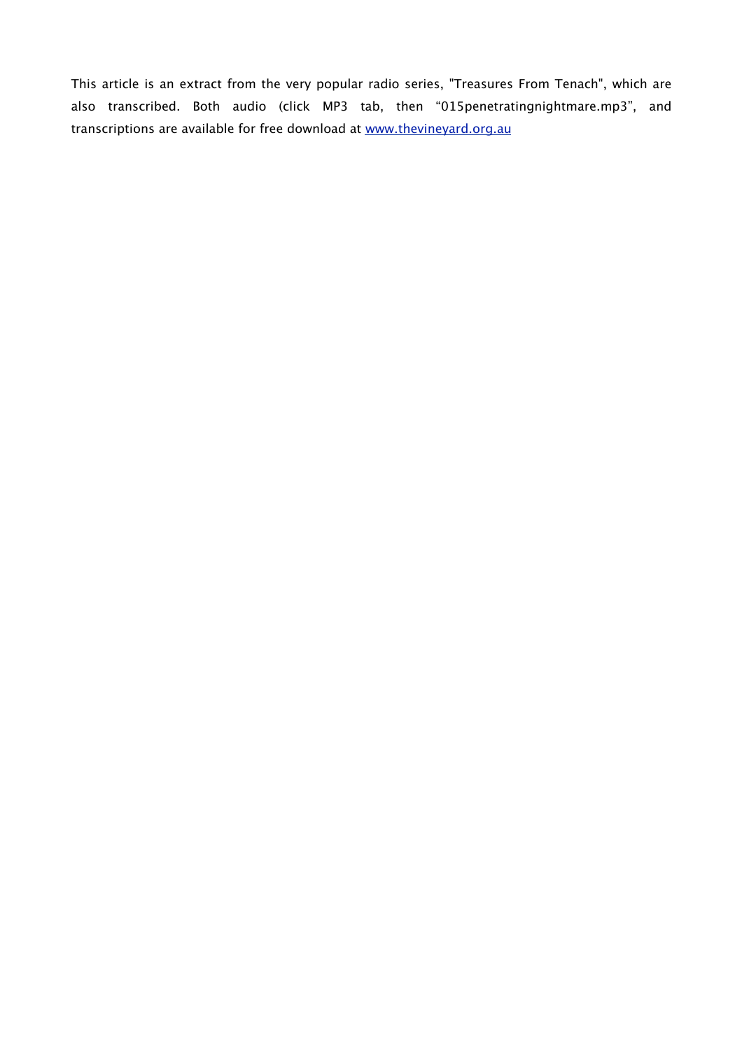This article is an extract from the very popular radio series, "Treasures From Tenach", which are also transcribed. Both audio (click MP3 tab, then “015penetratingnightmare.mp3”, and transcriptions are available for free download at [www.thevineyard.org.au](http://www.thevineyard.org.au)